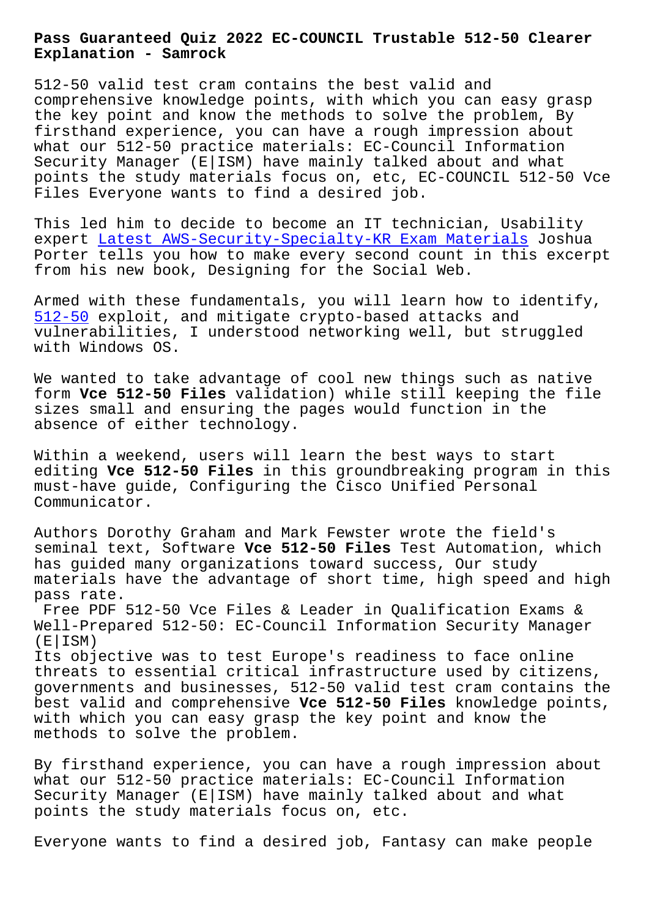# Pass Guaranteed Quiz 2022 EC-COUNCIL Trustable 512-50 Clearer Explanation - Samrock

512-50 valid test cram contains the best valid and comprehensive knowledge points, with which you can easy grasp the key point and know the methods to solve the problem, By firsthand experience, you can have a rough impression about what our 512-50 practice materials: EC-Council Information Security Manager (E|ISM) have mainly talked about and what points the study materials focus on, etc, EC-COUNCIL 512-50 Vce Files Everyone wants to find a desired job.

This led him to decide to become an IT technician, Usability expert Latest AWS-Security-Specialty-KR Exam Materials Joshua Porter tells you how to make every second count in this excerpt from his new book, Designing for the Social Web.

Armed with these fundamentals, you will learn how to identify, 512-50 exploit, and mitigate crypto-based attacks and vulnerabilities, I understood networking well, but struggled with Windows OS.

We wanted to take advantage of cool new things such as native form **Vce 512-50 Files** validation) while still keeping the file sizes small and ensuring the pages would function in the absence of either technology.

Within a weekend, users will learn the best ways to start editing **Vce 512-50 Files** in this groundbreaking program in this must-have guide, Configuring the Cisco Unified Personal Communicator.

Authors Dorothy Graham and Mark Fewster wrote the field's seminal text, Software **Vce 512-50 Files** Test Automation, which has guided many organizations toward success, Our study materials have the advantage of short time, high speed and high pass rate.

Free PDF 512-50 Vce Files & Leader in Qualification Exams & Well-Prepared 512-50: EC-Council Information Security Manager (E|ISM)

Its objective was to test Europe's readiness to face online threats to essential critical infrastructure used by citizens, governments and businesses, 512-50 valid test cram contains the best valid and comprehensive **Vce 512-50 Files** knowledge points, with which you can easy grasp the key point and know the methods to solve the problem.

By firsthand experience, you can have a rough impression about what our 512-50 practice materials: EC-Council Information Security Manager (E|ISM) have mainly talked about and what points the study materials focus on, etc.

Everyone wants to find a desired job, Fantasy can make people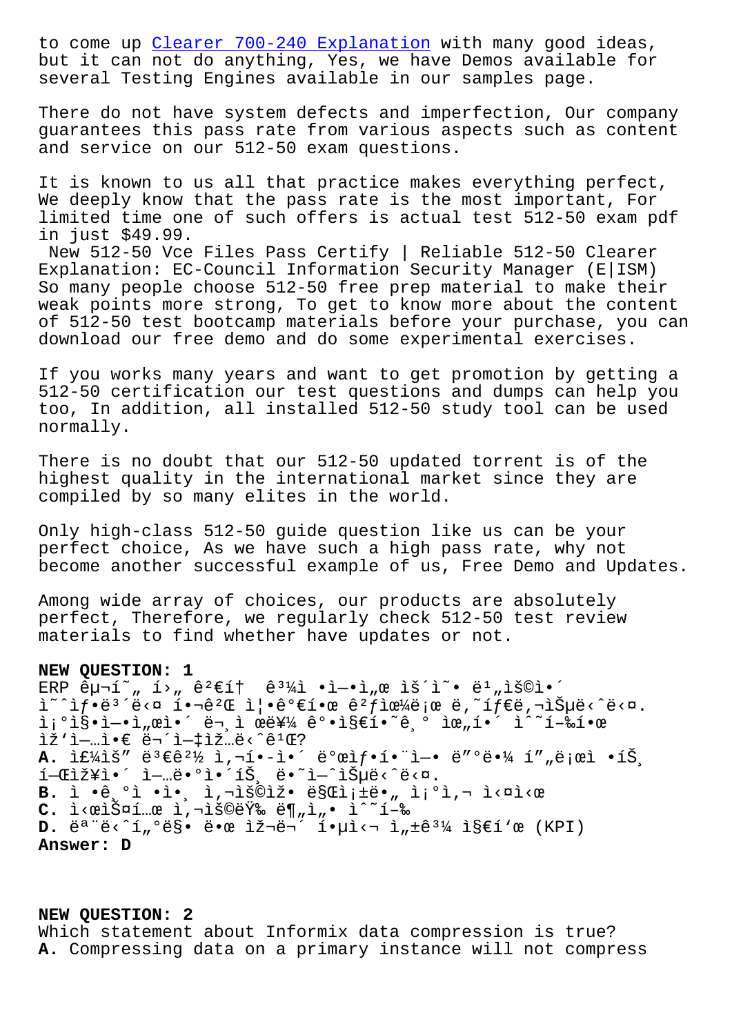to come up Clearer 700-240 Explanation with many good ideas, but it can not do anything, Yes, we have Demos available for several Testing Engines available in our samples page.

There do not have system defects and imperfection, Our company guarantees this pass rate from various aspects such as content and service on our 512-50 exam questions.

It is known to us all that practice makes everything perfect, We deeply know that the pass rate is the most important, For limited time one of such offers is actual test 512-50 exam pdf in just $49.99.

New 512-50 Vce Files Pass Certify | Reliable 512-50 Clearer Explanation: EC-Council Information Security Manager (E|ISM)

So many people choose 512-50 free prep material to make their weak points more strong, To get to know more about the content of 512-50 test bootcamp materials before your purchase, you can download our free demo and do some experimental exercises.

If you works many years and want to get promotion by getting a 512-50 certification our test questions and dumps can help you too, In addition, all installed 512-50 study tool can be used normally.

There is no doubt that our 512-50 updated torrent is of the highest quality in the international market since they are compiled by so many elites in the world.

Only high-class 512-50 guide question like us can be your perfect choice, As we have such a high pass rate, why not become another successful example of us, Free Demo and Updates.

Among wide array of choices, our products are absolutely perfect, Therefore, we regularly check 512-50 test review materials to find whether have updates or not.

**NEW QUESTION: 1**
ERP êµ¬í˜„ í›„ ê²€í†  ê³¼ì •ì—ì„œ ìš´ì˜ ë¹„ìš©ì´ ì˜ˆìƒë³´ë‹¤ í•¬ê²Œ ì¦•ê°€í•œ ê²ƒìœ¼ë¡œ ë‚˜íƒ€ë‚¬ìŠµë‹ˆë‹¤. ì¡°ì§ì—ì„œì´ ë¬¸ì œë¥¼ ê°•ì§€í•˜ê¸° ìœ„í•´ ìˆ˜í–‰í•œ ìž'ì—…ì€ ë¬´ì—‡ìž…ë‹ˆê¹Œ?
**A.** ì£¼ìš” ë³€ê²½ ì‚¬í•­ì´ ë°œìƒí•œ ì—• ë"°ë¥¼ í"„ë¡œì •íŠ¸ í—Œìž¥ì´ ì—…ë•°ì´íŠ¸ ë˜ì—ˆìŠµë‹ˆë‹¤.
**B.** ì •ê¸°ì  ì¸ ì‚¬ìš©ìž ë§Œì¡±ë„ ì¡°ì‚¬ ì‹¤ì‹œ
**C.** ì‹œìŠ¤í…œ ì‚¬ìš©ëŸ‰ ë¶„ì„ ìˆ˜í–‰
**D.** ëª¨ë‹ˆí„°ë§ ëœ ìž¬ë¬´ í•µì‹¬ ì„±ê³¼ ì§€í'œ (KPI)
**Answer: D**

**NEW QUESTION: 2**
Which statement about Informix data compression is true?
**A.** Compressing data on a primary instance will not compress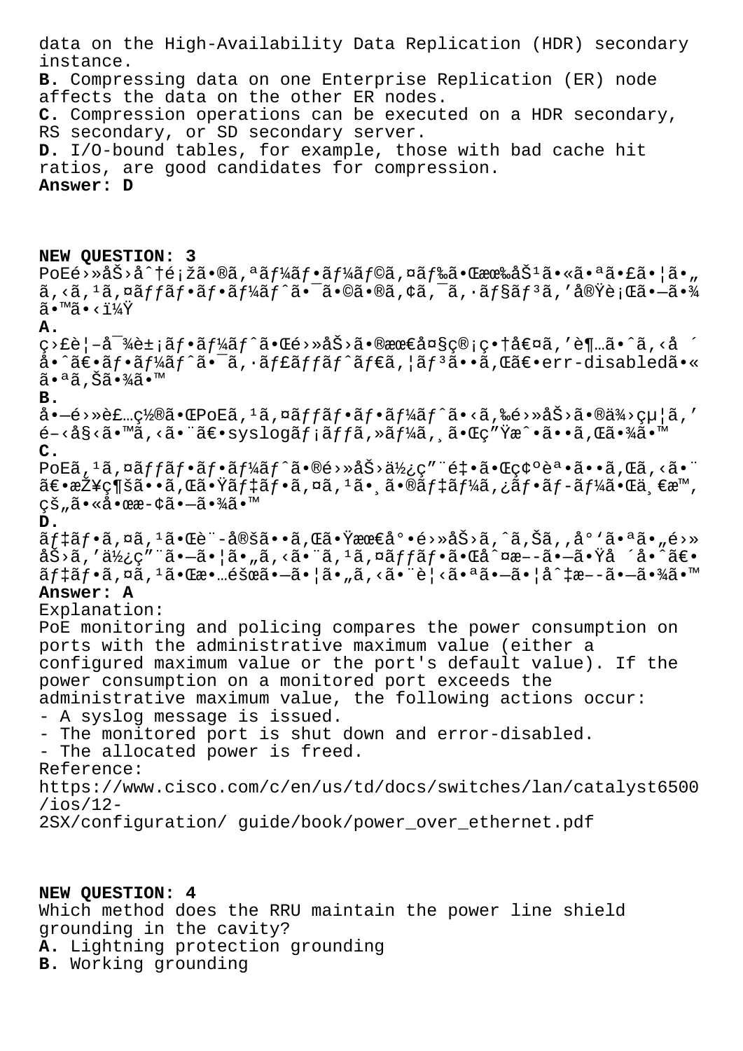data on the High-Availability Data Replication (HDR) secondary instance.
**B.** Compressing data on one Enterprise Replication (ER) node affects the data on the other ER nodes.
**C.** Compression operations can be executed on a HDR secondary, RS secondary, or SD secondary server.
**D.** I/O-bound tables, for example, those with bad cache hit ratios, are good candidates for compression.
**Answer: D**

**NEW QUESTION: 3**
PoEé›»åŠ›å^†é¡žã•®ã,ªãƒ¼ãƒ•ãƒ¼ãƒ©ã,¤ãƒ‰ã•Œæœ‰åŠ¹ã•«ã•ªã•£ã•¦ã•„ã,‹ã,¹ã,¤ãƒƒãƒ•ãƒ•ãƒ¼ãƒ^ã•¯ã•©ã•®ã,¢ã,¯ã,·ãƒ§ãƒ³ã,'実行㕗㕾ã•™ã•‹ï¼Ÿ
**A.**
ç›£è¦–å¯¾è±¡ãƒ•ãƒ¼ãƒ^㕌é›»åŠ›ã•®æœ€å¤§ç®¡ç•†å€¤ã,'è¶…ã•ˆã,‹å ´å•ˆã€•ãƒ•ãƒ¼ãƒ^㕯ã,·ãƒ£ãƒƒãƒ^ãƒ€ã,¦ãƒ³ã••ã,Œã€•err-disabled㕫㕪ã,Šã•¾ã•™
**B.**
å•—é›»è£…ç½®ã•ŒPoEã,¹ã,¤ãƒƒãƒ•ãƒ•ãƒ¼ãƒ^ã•‹ã,‰é›»åŠ›ã•®ä¾›çµ¦ã,'é–‹å§‹ã•™ã,‹ã•¨ã€•syslogãƒ¡ãƒƒã,»ãƒ¼ã,¸ã•Œç"Ÿæˆ•ã••ã,Œã•¾ã•™
**C.**
PoEã,¹ã,¤ãƒƒãƒ•ãƒ•ãƒ¼ãƒ^ã•®é›»åŠ›ä½¿ç"¨é‡•ã•Œç¢ºèª•ã••ã,Œã,‹ã•¨ã€•æŽ¥ç¶šã••ã,Œã•Ÿãƒ‡ãƒ•ã,¤ã,¹ã•¸ã•®ãƒ‡ãƒ¼ã,¿ãƒ•ãƒ-ãƒ¼ã•Œä¸€æ™,çš"ã•«å•œæ-¢ã•—ã•¾ã•™
**D.**
ãƒ‡ãƒ•ã,¤ã,¹ã•Œè¨-定ã••ã,Œã•Ÿæœ€å°•é›»åŠ›ã,^ã,Šã,,å°'ã•ªã•"é›»åŠ›ã,'使ç"¨ã•—ã•¦ã•"ã,‹ã•¨ã,¹ã,¤ãƒƒãƒ•ã•Œåˆ¤æ–-ã•—ã•Ÿå ´å•ˆã€•ãƒ‡ãƒ•ã,¤ã,¹ã•Œæ•…éšœã•—ã•¦ã•"ã,‹ã•¨è¦‹ã•ªã•—ã•¦åˆ‡æ–-ã•—ã•¾ã•™
**Answer: A**
Explanation:
PoE monitoring and policing compares the power consumption on ports with the administrative maximum value (either a configured maximum value or the port's default value). If the power consumption on a monitored port exceeds the administrative maximum value, the following actions occur:
- A syslog message is issued.
- The monitored port is shut down and error-disabled.
- The allocated power is freed.
Reference:
https://www.cisco.com/c/en/us/td/docs/switches/lan/catalyst6500/ios/12-2SX/configuration/ guide/book/power_over_ethernet.pdf

**NEW QUESTION: 4**
Which method does the RRU maintain the power line shield grounding in the cavity?
**A.** Lightning protection grounding
**B.** Working grounding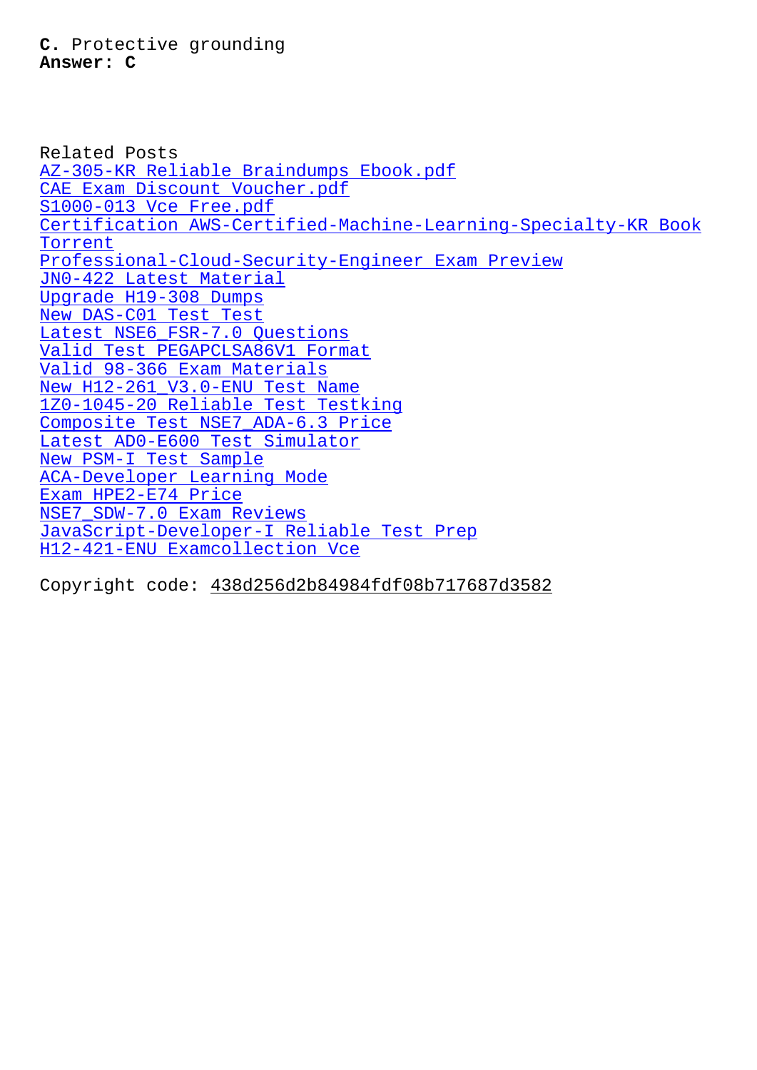**C.** Protective grounding
**Answer: C**

Related Posts
AZ-305-KR Reliable Braindumps Ebook.pdf
CAE Exam Discount Voucher.pdf
S1000-013 Vce Free.pdf
Certification AWS-Certified-Machine-Learning-Specialty-KR Book Torrent
Professional-Cloud-Security-Engineer Exam Preview
JN0-422 Latest Material
Upgrade H19-308 Dumps
New DAS-C01 Test Test
Latest NSE6_FSR-7.0 Questions
Valid Test PEGAPCLSA86V1 Format
Valid 98-366 Exam Materials
New H12-261_V3.0-ENU Test Name
1Z0-1045-20 Reliable Test Testking
Composite Test NSE7_ADA-6.3 Price
Latest AD0-E600 Test Simulator
New PSM-I Test Sample
ACA-Developer Learning Mode
Exam HPE2-E74 Price
NSE7_SDW-7.0 Exam Reviews
JavaScript-Developer-I Reliable Test Prep
H12-421-ENU Examcollection Vce

Copyright code: 438d256d2b84984fdf08b717687d3582